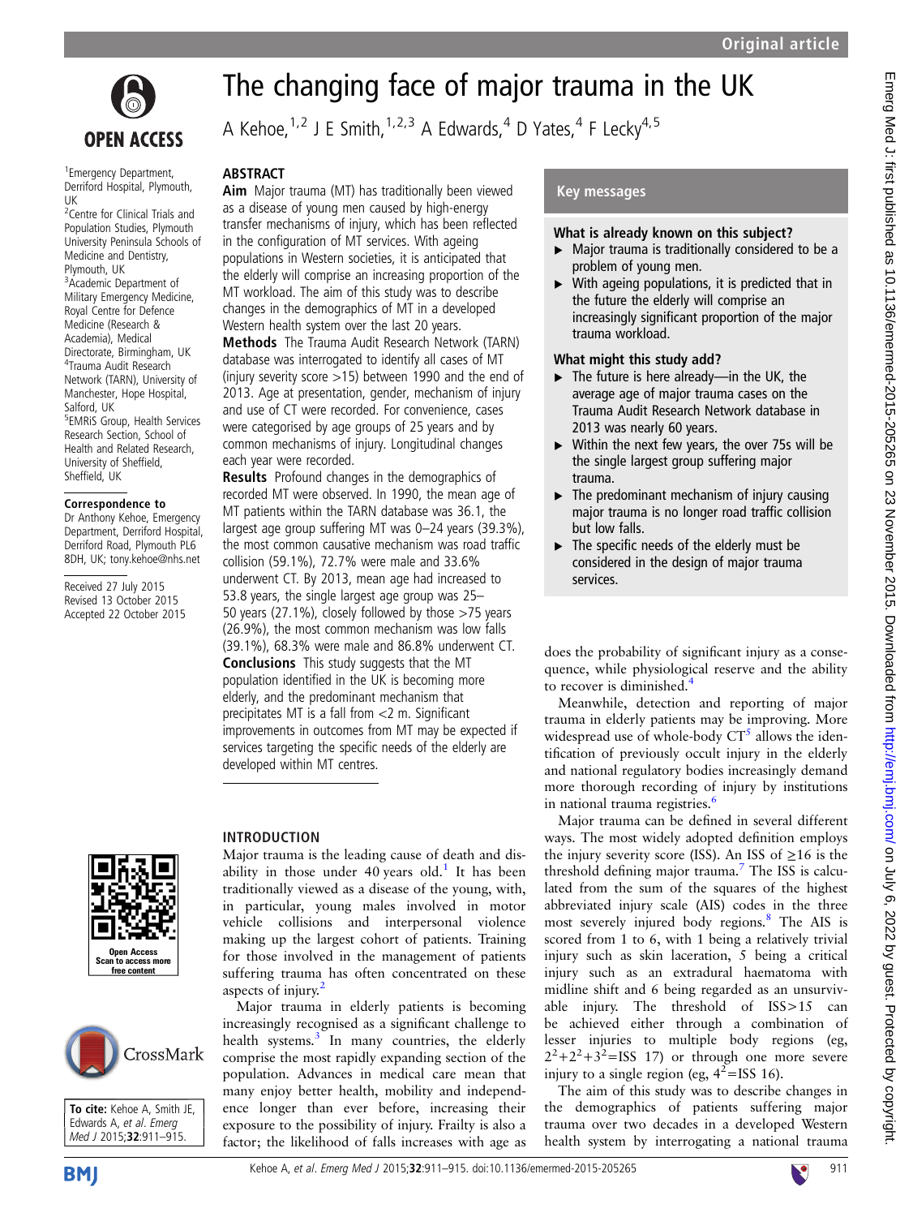# The changing face of major trauma in the UK

A Kehoe,[1,2] J E Smith,[1,2,3] A Edwards,[4] D Yates,[4] F Lecky[4,5]

[1]Emergency Department, Derriford Hospital, Plymouth, UK
[2]Centre for Clinical Trials and Population Studies, Plymouth University Peninsula Schools of Medicine and Dentistry, Plymouth, UK
[3]Academic Department of Military Emergency Medicine, Royal Centre for Defence Medicine (Research & Academia), Medical Directorate, Birmingham, UK
[4]Trauma Audit Research Network (TARN), University of Manchester, Hope Hospital, Salford, UK
[5]EMRiS Group, Health Services Research Section, School of Health and Related Research, University of Sheffield, Sheffield, UK

**Correspondence to**
Dr Anthony Kehoe, Emergency Department, Derriford Hospital, Derriford Road, Plymouth PL6 8DH, UK; tony.kehoe@nhs.net

Received 27 July 2015
Revised 13 October 2015
Accepted 22 October 2015

**To cite:** Kehoe A, Smith JE, Edwards A, *et al*. *Emerg Med J* 2015;**32**:911–915.

## ABSTRACT

**Aim** Major trauma (MT) has traditionally been viewed as a disease of young men caused by high-energy transfer mechanisms of injury, which has been reflected in the configuration of MT services. With ageing populations in Western societies, it is anticipated that the elderly will comprise an increasing proportion of the MT workload. The aim of this study was to describe changes in the demographics of MT in a developed Western health system over the last 20 years.

**Methods** The Trauma Audit Research Network (TARN) database was interrogated to identify all cases of MT (injury severity score >15) between 1990 and the end of 2013. Age at presentation, gender, mechanism of injury and use of CT were recorded. For convenience, cases were categorised by age groups of 25 years and by common mechanisms of injury. Longitudinal changes each year were recorded.

**Results** Profound changes in the demographics of recorded MT were observed. In 1990, the mean age of MT patients within the TARN database was 36.1, the largest age group suffering MT was 0–24 years (39.3%), the most common causative mechanism was road traffic collision (59.1%), 72.7% were male and 33.6% underwent CT. By 2013, mean age had increased to 53.8 years, the single largest age group was 25–50 years (27.1%), closely followed by those >75 years (26.9%), the most common mechanism was low falls (39.1%), 68.3% were male and 86.8% underwent CT.

**Conclusions** This study suggests that the MT population identified in the UK is becoming more elderly, and the predominant mechanism that precipitates MT is a fall from <2 m. Significant improvements in outcomes from MT may be expected if services targeting the specific needs of the elderly are developed within MT centres.

## Key messages

**What is already known on this subject?**

- Major trauma is traditionally considered to be a problem of young men.
- With ageing populations, it is predicted that in the future the elderly will comprise an increasingly significant proportion of the major trauma workload.

**What might this study add?**

- The future is here already—in the UK, the average age of major trauma cases on the Trauma Audit Research Network database in 2013 was nearly 60 years.
- Within the next few years, the over 75s will be the single largest group suffering major trauma.
- The predominant mechanism of injury causing major trauma is no longer road traffic collision but low falls.
- The specific needs of the elderly must be considered in the design of major trauma services.

## INTRODUCTION

Major trauma is the leading cause of death and disability in those under 40 years old.[1] It has been traditionally viewed as a disease of the young, with, in particular, young males involved in motor vehicle collisions and interpersonal violence making up the largest cohort of patients. Training for those involved in the management of patients suffering trauma has often concentrated on these aspects of injury.[2]

Major trauma in elderly patients is becoming increasingly recognised as a significant challenge to health systems.[3] In many countries, the elderly comprise the most rapidly expanding section of the population. Advances in medical care mean that many enjoy better health, mobility and independence longer than ever before, increasing their exposure to the possibility of injury. Frailty is also a factor; the likelihood of falls increases with age as does the probability of significant injury as a consequence, while physiological reserve and the ability to recover is diminished.[4]

Meanwhile, detection and reporting of major trauma in elderly patients may be improving. More widespread use of whole-body CT[5] allows the identification of previously occult injury in the elderly and national regulatory bodies increasingly demand more thorough recording of injury by institutions in national trauma registries.[6]

Major trauma can be defined in several different ways. The most widely adopted definition employs the injury severity score (ISS). An ISS of ≥16 is the threshold defining major trauma.[7] The ISS is calculated from the sum of the squares of the highest abbreviated injury scale (AIS) codes in the three most severely injured body regions.[8] The AIS is scored from 1 to 6, with 1 being a relatively trivial injury such as skin laceration, 5 being a critical injury such as an extradural haematoma with midline shift and 6 being regarded as an unsurvivable injury. The threshold of ISS>15 can be achieved either through a combination of lesser injuries to multiple body regions (eg, $2^2+2^2+3^2$=ISS 17) or through one more severe injury to a single region (eg, $4^2$=ISS 16).

The aim of this study was to describe changes in the demographics of patients suffering major trauma over two decades in a developed Western health system by interrogating a national trauma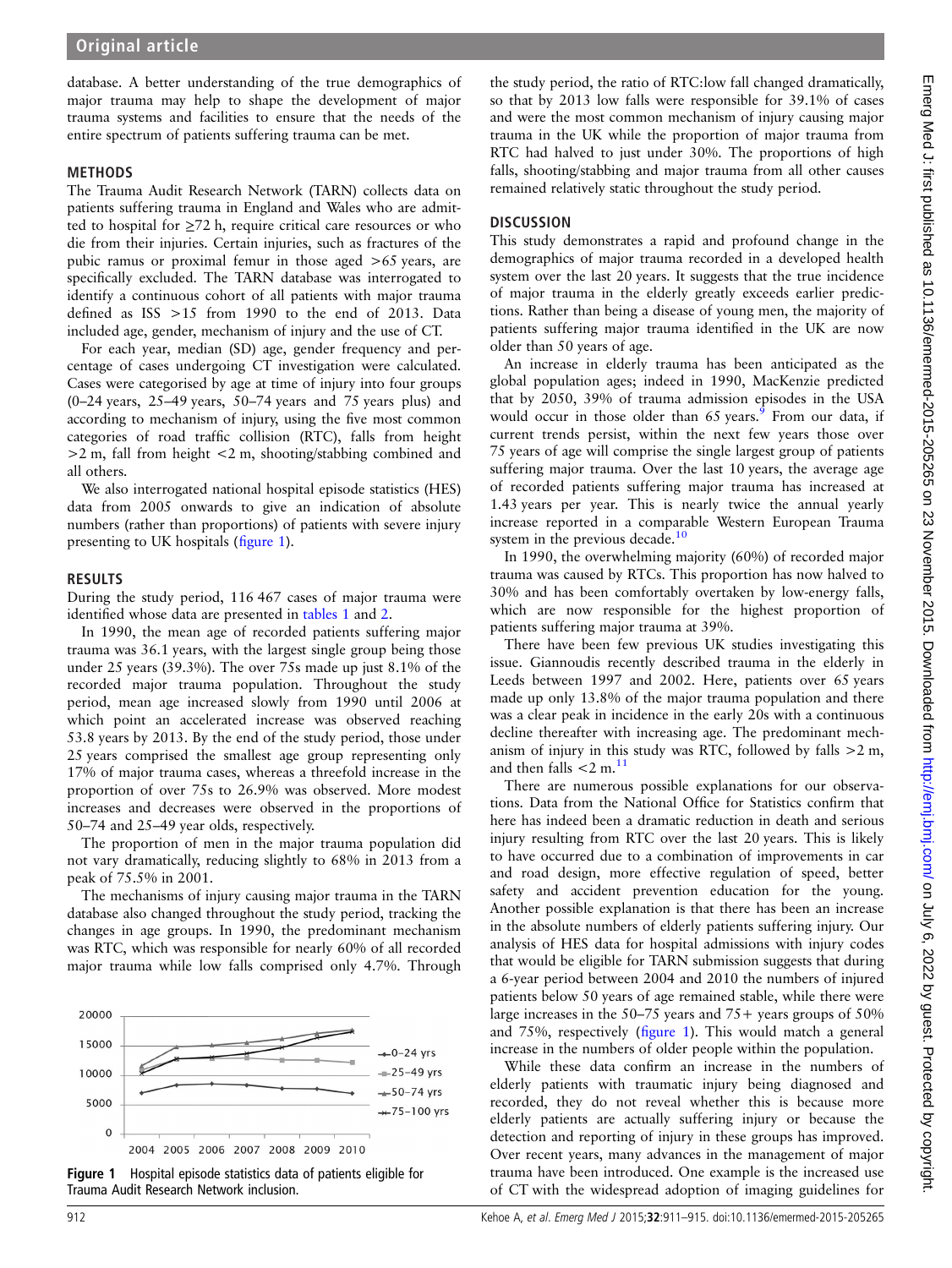database. A better understanding of the true demographics of major trauma may help to shape the development of major trauma systems and facilities to ensure that the needs of the entire spectrum of patients suffering trauma can be met.

## METHODS

The Trauma Audit Research Network (TARN) collects data on patients suffering trauma in England and Wales who are admitted to hospital for ≥72 h, require critical care resources or who die from their injuries. Certain injuries, such as fractures of the pubic ramus or proximal femur in those aged >65 years, are specifically excluded. The TARN database was interrogated to identify a continuous cohort of all patients with major trauma defined as ISS >15 from 1990 to the end of 2013. Data included age, gender, mechanism of injury and the use of CT.

For each year, median (SD) age, gender frequency and percentage of cases undergoing CT investigation were calculated. Cases were categorised by age at time of injury into four groups (0–24 years, 25–49 years, 50–74 years and 75 years plus) and according to mechanism of injury, using the five most common categories of road traffic collision (RTC), falls from height >2 m, fall from height <2 m, shooting/stabbing combined and all others.

We also interrogated national hospital episode statistics (HES) data from 2005 onwards to give an indication of absolute numbers (rather than proportions) of patients with severe injury presenting to UK hospitals (figure 1).

## RESULTS

During the study period, 116 467 cases of major trauma were identified whose data are presented in tables 1 and 2.

In 1990, the mean age of recorded patients suffering major trauma was 36.1 years, with the largest single group being those under 25 years (39.3%). The over 75s made up just 8.1% of the recorded major trauma population. Throughout the study period, mean age increased slowly from 1990 until 2006 at which point an accelerated increase was observed reaching 53.8 years by 2013. By the end of the study period, those under 25 years comprised the smallest age group representing only 17% of major trauma cases, whereas a threefold increase in the proportion of over 75s to 26.9% was observed. More modest increases and decreases were observed in the proportions of 50–74 and 25–49 year olds, respectively.

The proportion of men in the major trauma population did not vary dramatically, reducing slightly to 68% in 2013 from a peak of 75.5% in 2001.

The mechanisms of injury causing major trauma in the TARN database also changed throughout the study period, tracking the changes in age groups. In 1990, the predominant mechanism was RTC, which was responsible for nearly 60% of all recorded major trauma while low falls comprised only 4.7%. Through the study period, the ratio of RTC:low fall changed dramatically, so that by 2013 low falls were responsible for 39.1% of cases and were the most common mechanism of injury causing major trauma in the UK while the proportion of major trauma from RTC had halved to just under 30%. The proportions of high falls, shooting/stabbing and major trauma from all other causes remained relatively static throughout the study period.

Figure 1 Hospital episode statistics data of patients eligible for Trauma Audit Research Network inclusion.

## DISCUSSION

This study demonstrates a rapid and profound change in the demographics of major trauma recorded in a developed health system over the last 20 years. It suggests that the true incidence of major trauma in the elderly greatly exceeds earlier predictions. Rather than being a disease of young men, the majority of patients suffering major trauma identified in the UK are now older than 50 years of age.

An increase in elderly trauma has been anticipated as the global population ages; indeed in 1990, MacKenzie predicted that by 2050, 39% of trauma admission episodes in the USA would occur in those older than 65 years.[9] From our data, if current trends persist, within the next few years those over 75 years of age will comprise the single largest group of patients suffering major trauma. Over the last 10 years, the average age of recorded patients suffering major trauma has increased at 1.43 years per year. This is nearly twice the annual yearly increase reported in a comparable Western European Trauma system in the previous decade.[10]

In 1990, the overwhelming majority (60%) of recorded major trauma was caused by RTCs. This proportion has now halved to 30% and has been comfortably overtaken by low-energy falls, which are now responsible for the highest proportion of patients suffering major trauma at 39%.

There have been few previous UK studies investigating this issue. Giannoudis recently described trauma in the elderly in Leeds between 1997 and 2002. Here, patients over 65 years made up only 13.8% of the major trauma population and there was a clear peak in incidence in the early 20s with a continuous decline thereafter with increasing age. The predominant mechanism of injury in this study was RTC, followed by falls >2 m, and then falls <2 m.[11]

There are numerous possible explanations for our observations. Data from the National Office for Statistics confirm that here has indeed been a dramatic reduction in death and serious injury resulting from RTC over the last 20 years. This is likely to have occurred due to a combination of improvements in car and road design, more effective regulation of speed, better safety and accident prevention education for the young. Another possible explanation is that there has been an increase in the absolute numbers of elderly patients suffering injury. Our analysis of HES data for hospital admissions with injury codes that would be eligible for TARN submission suggests that during a 6-year period between 2004 and 2010 the numbers of injured patients below 50 years of age remained stable, while there were large increases in the 50–75 years and 75+ years groups of 50% and 75%, respectively (figure 1). This would match a general increase in the numbers of older people within the population.

While these data confirm an increase in the numbers of elderly patients with traumatic injury being diagnosed and recorded, they do not reveal whether this is because more elderly patients are actually suffering injury or because the detection and reporting of injury in these groups has improved. Over recent years, many advances in the management of major trauma have been introduced. One example is the increased use of CT with the widespread adoption of imaging guidelines for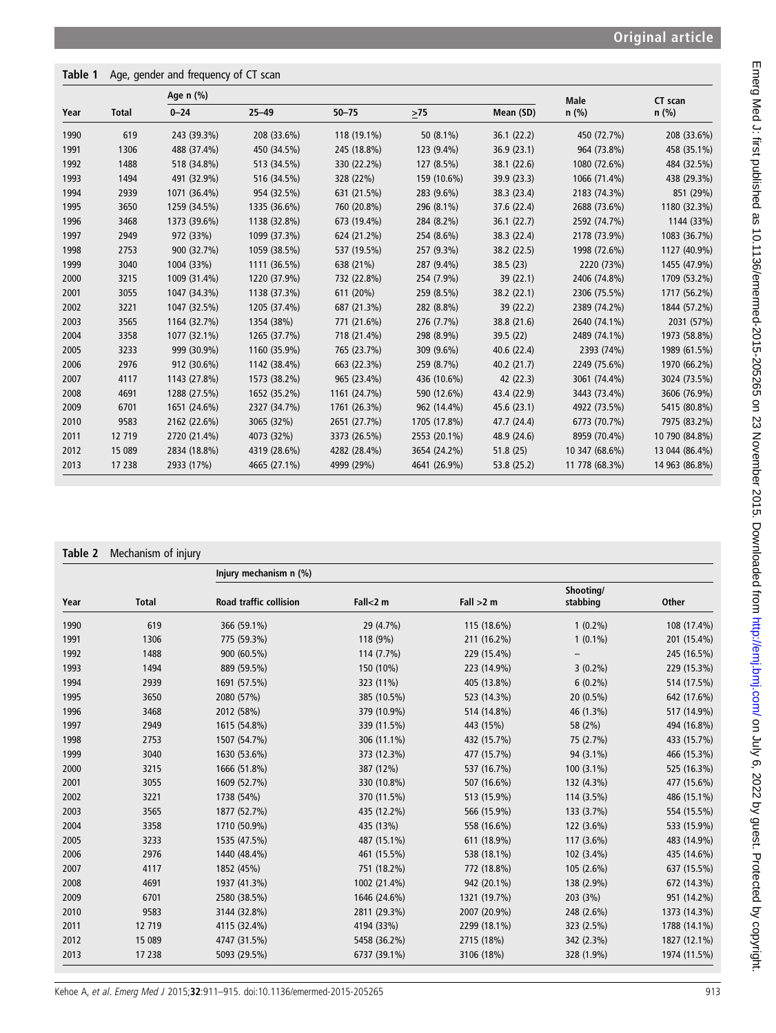**Table 1** Age, gender and frequency of CT scan

| Year | Total | Age n (%) | | | | | Male n (%) | CT scan n (%) |
|---|---|---|---|---|---|---|---|---|
| | | 0–24 | 25–49 | 50–75 | ≥75 | Mean (SD) | | |
| 1990 | 619 | 243 (39.3%) | 208 (33.6%) | 118 (19.1%) | 50 (8.1%) | 36.1 (22.2) | 450 (72.7%) | 208 (33.6%) |
| 1991 | 1306 | 488 (37.4%) | 450 (34.5%) | 245 (18.8%) | 123 (9.4%) | 36.9 (23.1) | 964 (73.8%) | 458 (35.1%) |
| 1992 | 1488 | 518 (34.8%) | 513 (34.5%) | 330 (22.2%) | 127 (8.5%) | 38.1 (22.6) | 1080 (72.6%) | 484 (32.5%) |
| 1993 | 1494 | 491 (32.9%) | 516 (34.5%) | 328 (22%) | 159 (10.6%) | 39.9 (23.3) | 1066 (71.4%) | 438 (29.3%) |
| 1994 | 2939 | 1071 (36.4%) | 954 (32.5%) | 631 (21.5%) | 283 (9.6%) | 38.3 (23.4) | 2183 (74.3%) | 851 (29%) |
| 1995 | 3650 | 1259 (34.5%) | 1335 (36.6%) | 760 (20.8%) | 296 (8.1%) | 37.6 (22.4) | 2688 (73.6%) | 1180 (32.3%) |
| 1996 | 3468 | 1373 (39.6%) | 1138 (32.8%) | 673 (19.4%) | 284 (8.2%) | 36.1 (22.7) | 2592 (74.7%) | 1144 (33%) |
| 1997 | 2949 | 972 (33%) | 1099 (37.3%) | 624 (21.2%) | 254 (8.6%) | 38.3 (22.4) | 2178 (73.9%) | 1083 (36.7%) |
| 1998 | 2753 | 900 (32.7%) | 1059 (38.5%) | 537 (19.5%) | 257 (9.3%) | 38.2 (22.5) | 1998 (72.6%) | 1127 (40.9%) |
| 1999 | 3040 | 1004 (33%) | 1111 (36.5%) | 638 (21%) | 287 (9.4%) | 38.5 (23) | 2220 (73%) | 1455 (47.9%) |
| 2000 | 3215 | 1009 (31.4%) | 1220 (37.9%) | 732 (22.8%) | 254 (7.9%) | 39 (22.1) | 2406 (74.8%) | 1709 (53.2%) |
| 2001 | 3055 | 1047 (34.3%) | 1138 (37.3%) | 611 (20%) | 259 (8.5%) | 38.2 (22.1) | 2306 (75.5%) | 1717 (56.2%) |
| 2002 | 3221 | 1047 (32.5%) | 1205 (37.4%) | 687 (21.3%) | 282 (8.8%) | 39 (22.2) | 2389 (74.2%) | 1844 (57.2%) |
| 2003 | 3565 | 1164 (32.7%) | 1354 (38%) | 771 (21.6%) | 276 (7.7%) | 38.8 (21.6) | 2640 (74.1%) | 2031 (57%) |
| 2004 | 3358 | 1077 (32.1%) | 1265 (37.7%) | 718 (21.4%) | 298 (8.9%) | 39.5 (22) | 2489 (74.1%) | 1973 (58.8%) |
| 2005 | 3233 | 999 (30.9%) | 1160 (35.9%) | 765 (23.7%) | 309 (9.6%) | 40.6 (22.4) | 2393 (74%) | 1989 (61.5%) |
| 2006 | 2976 | 912 (30.6%) | 1142 (38.4%) | 663 (22.3%) | 259 (8.7%) | 40.2 (21.7) | 2249 (75.6%) | 1970 (66.2%) |
| 2007 | 4117 | 1143 (27.8%) | 1573 (38.2%) | 965 (23.4%) | 436 (10.6%) | 42 (22.3) | 3061 (74.4%) | 3024 (73.5%) |
| 2008 | 4691 | 1288 (27.5%) | 1652 (35.2%) | 1161 (24.7%) | 590 (12.6%) | 43.4 (22.9) | 3443 (73.4%) | 3606 (76.9%) |
| 2009 | 6701 | 1651 (24.6%) | 2327 (34.7%) | 1761 (26.3%) | 962 (14.4%) | 45.6 (23.1) | 4922 (73.5%) | 5415 (80.8%) |
| 2010 | 9583 | 2162 (22.6%) | 3065 (32%) | 2651 (27.7%) | 1705 (17.8%) | 47.7 (24.4) | 6773 (70.7%) | 7975 (83.2%) |
| 2011 | 12 719 | 2720 (21.4%) | 4073 (32%) | 3373 (26.5%) | 2553 (20.1%) | 48.9 (24.6) | 8959 (70.4%) | 10 790 (84.8%) |
| 2012 | 15 089 | 2834 (18.8%) | 4319 (28.6%) | 4282 (28.4%) | 3654 (24.2%) | 51.8 (25) | 10 347 (68.6%) | 13 044 (86.4%) |
| 2013 | 17 238 | 2933 (17%) | 4665 (27.1%) | 4999 (29%) | 4641 (26.9%) | 53.8 (25.2) | 11 778 (68.3%) | 14 963 (86.8%) |

**Table 2** Mechanism of injury

| Year | Total | Injury mechanism n (%) | | | | |
|---|---|---|---|---|---|---|
| | | Road traffic collision | Fall<2 m | Fall >2 m | Shooting/stabbing | Other |
| 1990 | 619 | 366 (59.1%) | 29 (4.7%) | 115 (18.6%) | 1 (0.2%) | 108 (17.4%) |
| 1991 | 1306 | 775 (59.3%) | 118 (9%) | 211 (16.2%) | 1 (0.1%) | 201 (15.4%) |
| 1992 | 1488 | 900 (60.5%) | 114 (7.7%) | 229 (15.4%) | – | 245 (16.5%) |
| 1993 | 1494 | 889 (59.5%) | 150 (10%) | 223 (14.9%) | 3 (0.2%) | 229 (15.3%) |
| 1994 | 2939 | 1691 (57.5%) | 323 (11%) | 405 (13.8%) | 6 (0.2%) | 514 (17.5%) |
| 1995 | 3650 | 2080 (57%) | 385 (10.5%) | 523 (14.3%) | 20 (0.5%) | 642 (17.6%) |
| 1996 | 3468 | 2012 (58%) | 379 (10.9%) | 514 (14.8%) | 46 (1.3%) | 517 (14.9%) |
| 1997 | 2949 | 1615 (54.8%) | 339 (11.5%) | 443 (15%) | 58 (2%) | 494 (16.8%) |
| 1998 | 2753 | 1507 (54.7%) | 306 (11.1%) | 432 (15.7%) | 75 (2.7%) | 433 (15.7%) |
| 1999 | 3040 | 1630 (53.6%) | 373 (12.3%) | 477 (15.7%) | 94 (3.1%) | 466 (15.3%) |
| 2000 | 3215 | 1666 (51.8%) | 387 (12%) | 537 (16.7%) | 100 (3.1%) | 525 (16.3%) |
| 2001 | 3055 | 1609 (52.7%) | 330 (10.8%) | 507 (16.6%) | 132 (4.3%) | 477 (15.6%) |
| 2002 | 3221 | 1738 (54%) | 370 (11.5%) | 513 (15.9%) | 114 (3.5%) | 486 (15.1%) |
| 2003 | 3565 | 1877 (52.7%) | 435 (12.2%) | 566 (15.9%) | 133 (3.7%) | 554 (15.5%) |
| 2004 | 3358 | 1710 (50.9%) | 435 (13%) | 558 (16.6%) | 122 (3.6%) | 533 (15.9%) |
| 2005 | 3233 | 1535 (47.5%) | 487 (15.1%) | 611 (18.9%) | 117 (3.6%) | 483 (14.9%) |
| 2006 | 2976 | 1440 (48.4%) | 461 (15.5%) | 538 (18.1%) | 102 (3.4%) | 435 (14.6%) |
| 2007 | 4117 | 1852 (45%) | 751 (18.2%) | 772 (18.8%) | 105 (2.6%) | 637 (15.5%) |
| 2008 | 4691 | 1937 (41.3%) | 1002 (21.4%) | 942 (20.1%) | 138 (2.9%) | 672 (14.3%) |
| 2009 | 6701 | 2580 (38.5%) | 1646 (24.6%) | 1321 (19.7%) | 203 (3%) | 951 (14.2%) |
| 2010 | 9583 | 3144 (32.8%) | 2811 (29.3%) | 2007 (20.9%) | 248 (2.6%) | 1373 (14.3%) |
| 2011 | 12 719 | 4115 (32.4%) | 4194 (33%) | 2299 (18.1%) | 323 (2.5%) | 1788 (14.1%) |
| 2012 | 15 089 | 4747 (31.5%) | 5458 (36.2%) | 2715 (18%) | 342 (2.3%) | 1827 (12.1%) |
| 2013 | 17 238 | 5093 (29.5%) | 6737 (39.1%) | 3106 (18%) | 328 (1.9%) | 1974 (11.5%) |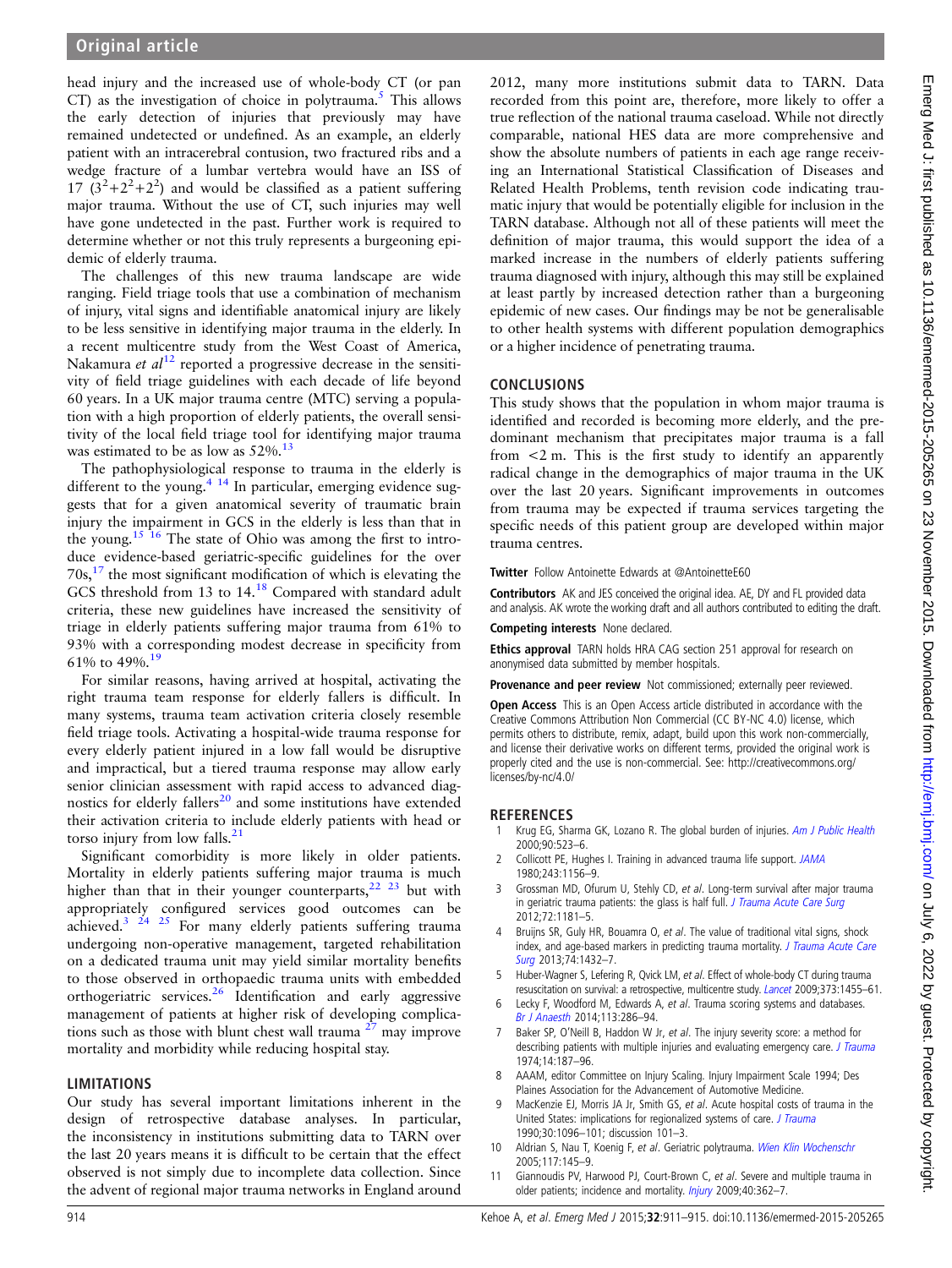head injury and the increased use of whole-body CT (or pan CT) as the investigation of choice in polytrauma.[5] This allows the early detection of injuries that previously may have remained undetected or undefined. As an example, an elderly patient with an intracerebral contusion, two fractured ribs and a wedge fracture of a lumbar vertebra would have an ISS of 17 ($3^2+2^2+2^2$) and would be classified as a patient suffering major trauma. Without the use of CT, such injuries may well have gone undetected in the past. Further work is required to determine whether or not this truly represents a burgeoning epidemic of elderly trauma.

The challenges of this new trauma landscape are wide ranging. Field triage tools that use a combination of mechanism of injury, vital signs and identifiable anatomical injury are likely to be less sensitive in identifying major trauma in the elderly. In a recent multicentre study from the West Coast of America, Nakamura *et al*[12] reported a progressive decrease in the sensitivity of field triage guidelines with each decade of life beyond 60 years. In a UK major trauma centre (MTC) serving a population with a high proportion of elderly patients, the overall sensitivity of the local field triage tool for identifying major trauma was estimated to be as low as 52%.[13]

The pathophysiological response to trauma in the elderly is different to the young.[4 14] In particular, emerging evidence suggests that for a given anatomical severity of traumatic brain injury the impairment in GCS in the elderly is less than that in the young.[15 16] The state of Ohio was among the first to introduce evidence-based geriatric-specific guidelines for the over 70s,[17] the most significant modification of which is elevating the GCS threshold from 13 to 14.[18] Compared with standard adult criteria, these new guidelines have increased the sensitivity of triage in elderly patients suffering major trauma from 61% to 93% with a corresponding modest decrease in specificity from 61% to 49%.[19]

For similar reasons, having arrived at hospital, activating the right trauma team response for elderly fallers is difficult. In many systems, trauma team activation criteria closely resemble field triage tools. Activating a hospital-wide trauma response for every elderly patient injured in a low fall would be disruptive and impractical, but a tiered trauma response may allow early senior clinician assessment with rapid access to advanced diagnostics for elderly fallers[20] and some institutions have extended their activation criteria to include elderly patients with head or torso injury from low falls.[21]

Significant comorbidity is more likely in older patients. Mortality in elderly patients suffering major trauma is much higher than that in their younger counterparts,[22 23] but with appropriately configured services good outcomes can be achieved.[3 24 25] For many elderly patients suffering trauma undergoing non-operative management, targeted rehabilitation on a dedicated trauma unit may yield similar mortality benefits to those observed in orthopaedic trauma units with embedded orthogeriatric services.[26] Identification and early aggressive management of patients at higher risk of developing complications such as those with blunt chest wall trauma [27] may improve mortality and morbidity while reducing hospital stay.

## LIMITATIONS

Our study has several important limitations inherent in the design of retrospective database analyses. In particular, the inconsistency in institutions submitting data to TARN over the last 20 years means it is difficult to be certain that the effect observed is not simply due to incomplete data collection. Since the advent of regional major trauma networks in England around 2012, many more institutions submit data to TARN. Data recorded from this point are, therefore, more likely to offer a true reflection of the national trauma caseload. While not directly comparable, national HES data are more comprehensive and show the absolute numbers of patients in each age range receiving an International Statistical Classification of Diseases and Related Health Problems, tenth revision code indicating traumatic injury that would be potentially eligible for inclusion in the TARN database. Although not all of these patients will meet the definition of major trauma, this would support the idea of a marked increase in the numbers of elderly patients suffering trauma diagnosed with injury, although this may still be explained at least partly by increased detection rather than a burgeoning epidemic of new cases. Our findings may be not be generalisable to other health systems with different population demographics or a higher incidence of penetrating trauma.

## CONCLUSIONS

This study shows that the population in whom major trauma is identified and recorded is becoming more elderly, and the predominant mechanism that precipitates major trauma is a fall from <2 m. This is the first study to identify an apparently radical change in the demographics of major trauma in the UK over the last 20 years. Significant improvements in outcomes from trauma may be expected if trauma services targeting the specific needs of this patient group are developed within major trauma centres.

**Twitter** Follow Antoinette Edwards at @AntoinetteE60

**Contributors** AK and JES conceived the original idea. AE, DY and FL provided data and analysis. AK wrote the working draft and all authors contributed to editing the draft.

**Competing interests** None declared.

**Ethics approval** TARN holds HRA CAG section 251 approval for research on anonymised data submitted by member hospitals.

**Provenance and peer review** Not commissioned; externally peer reviewed.

**Open Access** This is an Open Access article distributed in accordance with the Creative Commons Attribution Non Commercial (CC BY-NC 4.0) license, which permits others to distribute, remix, adapt, build upon this work non-commercially, and license their derivative works on different terms, provided the original work is properly cited and the use is non-commercial. See: http://creativecommons.org/licenses/by-nc/4.0/

## REFERENCES

1. Krug EG, Sharma GK, Lozano R. The global burden of injuries. *Am J Public Health* 2000;90:523–6.
2. Collicott PE, Hughes I. Training in advanced trauma life support. *JAMA* 1980;243:1156–9.
3. Grossman MD, Ofurum U, Stehly CD, *et al*. Long-term survival after major trauma in geriatric trauma patients: the glass is half full. *J Trauma Acute Care Surg* 2012;72:1181–5.
4. Bruijns SR, Guly HR, Bouamra O, *et al*. The value of traditional vital signs, shock index, and age-based markers in predicting trauma mortality. *J Trauma Acute Care Surg* 2013;74:1432–7.
5. Huber-Wagner S, Lefering R, Qvick LM, *et al*. Effect of whole-body CT during trauma resuscitation on survival: a retrospective, multicentre study. *Lancet* 2009;373:1455–61.
6. Lecky F, Woodford M, Edwards A, *et al*. Trauma scoring systems and databases. *Br J Anaesth* 2014;113:286–94.
7. Baker SP, O'Neill B, Haddon W Jr, *et al*. The injury severity score: a method for describing patients with multiple injuries and evaluating emergency care. *J Trauma* 1974;14:187–96.
8. AAAM, editor Committee on Injury Scaling. Injury Impairment Scale 1994; Des Plaines Association for the Advancement of Automotive Medicine.
9. MacKenzie EJ, Morris JA Jr, Smith GS, *et al*. Acute hospital costs of trauma in the United States: implications for regionalized systems of care. *J Trauma* 1990;30:1096–101; discussion 101–3.
10. Aldrian S, Nau T, Koenig F, *et al*. Geriatric polytrauma. *Wien Klin Wochenschr* 2005;117:145–9.
11. Giannoudis PV, Harwood PJ, Court-Brown C, *et al*. Severe and multiple trauma in older patients; incidence and mortality. *Injury* 2009;40:362–7.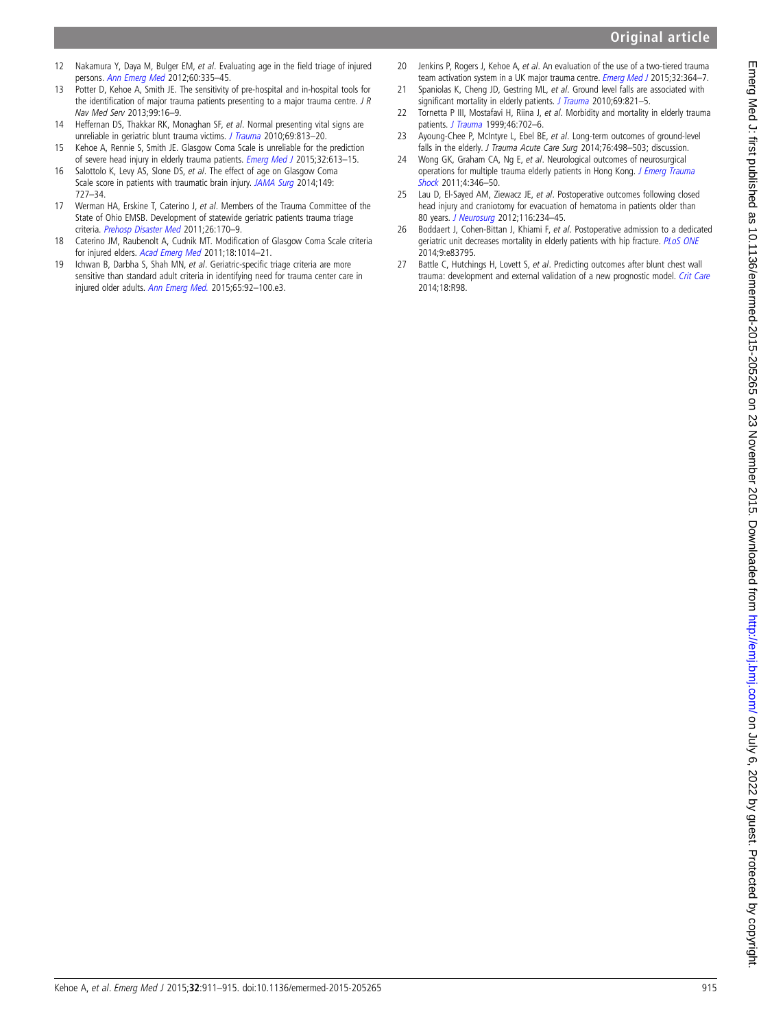12 Nakamura Y, Daya M, Bulger EM, *et al*. Evaluating age in the field triage of injured persons. *Ann Emerg Med* 2012;60:335–45.

13 Potter D, Kehoe A, Smith JE. The sensitivity of pre-hospital and in-hospital tools for the identification of major trauma patients presenting to a major trauma centre. *J R Nav Med Serv* 2013;99:16–9.

14 Heffernan DS, Thakkar RK, Monaghan SF, *et al*. Normal presenting vital signs are unreliable in geriatric blunt trauma victims. *J Trauma* 2010;69:813–20.

15 Kehoe A, Rennie S, Smith JE. Glasgow Coma Scale is unreliable for the prediction of severe head injury in elderly trauma patients. *Emerg Med J* 2015;32:613–15.

16 Salottolo K, Levy AS, Slone DS, *et al*. The effect of age on Glasgow Coma Scale score in patients with traumatic brain injury. *JAMA Surg* 2014;149: 727–34.

17 Werman HA, Erskine T, Caterino J, *et al*. Members of the Trauma Committee of the State of Ohio EMSB. Development of statewide geriatric patients trauma triage criteria. *Prehosp Disaster Med* 2011;26:170–9.

18 Caterino JM, Raubenolt A, Cudnik MT. Modification of Glasgow Coma Scale criteria for injured elders. *Acad Emerg Med* 2011;18:1014–21.

19 Ichwan B, Darbha S, Shah MN, *et al*. Geriatric-specific triage criteria are more sensitive than standard adult criteria in identifying need for trauma center care in injured older adults. *Ann Emerg Med*. 2015;65:92–100.e3.

20 Jenkins P, Rogers J, Kehoe A, *et al*. An evaluation of the use of a two-tiered trauma team activation system in a UK major trauma centre. *Emerg Med J* 2015;32:364–7.

21 Spaniolas K, Cheng JD, Gestring ML, *et al*. Ground level falls are associated with significant mortality in elderly patients. *J Trauma* 2010;69:821–5.

22 Tornetta P III, Mostafavi H, Riina J, *et al*. Morbidity and mortality in elderly trauma patients. *J Trauma* 1999;46:702–6.

23 Ayoung-Chee P, McIntyre L, Ebel BE, *et al*. Long-term outcomes of ground-level falls in the elderly. *J Trauma Acute Care Surg* 2014;76:498–503; discussion.

24 Wong GK, Graham CA, Ng E, *et al*. Neurological outcomes of neurosurgical operations for multiple trauma elderly patients in Hong Kong. *J Emerg Trauma Shock* 2011;4:346–50.

25 Lau D, El-Sayed AM, Ziewacz JE, *et al*. Postoperative outcomes following closed head injury and craniotomy for evacuation of hematoma in patients older than 80 years. *J Neurosurg* 2012;116:234–45.

26 Boddaert J, Cohen-Bittan J, Khiami F, *et al*. Postoperative admission to a dedicated geriatric unit decreases mortality in elderly patients with hip fracture. *PLoS ONE* 2014;9:e83795.

27 Battle C, Hutchings H, Lovett S, *et al*. Predicting outcomes after blunt chest wall trauma: development and external validation of a new prognostic model. *Crit Care* 2014;18:R98.